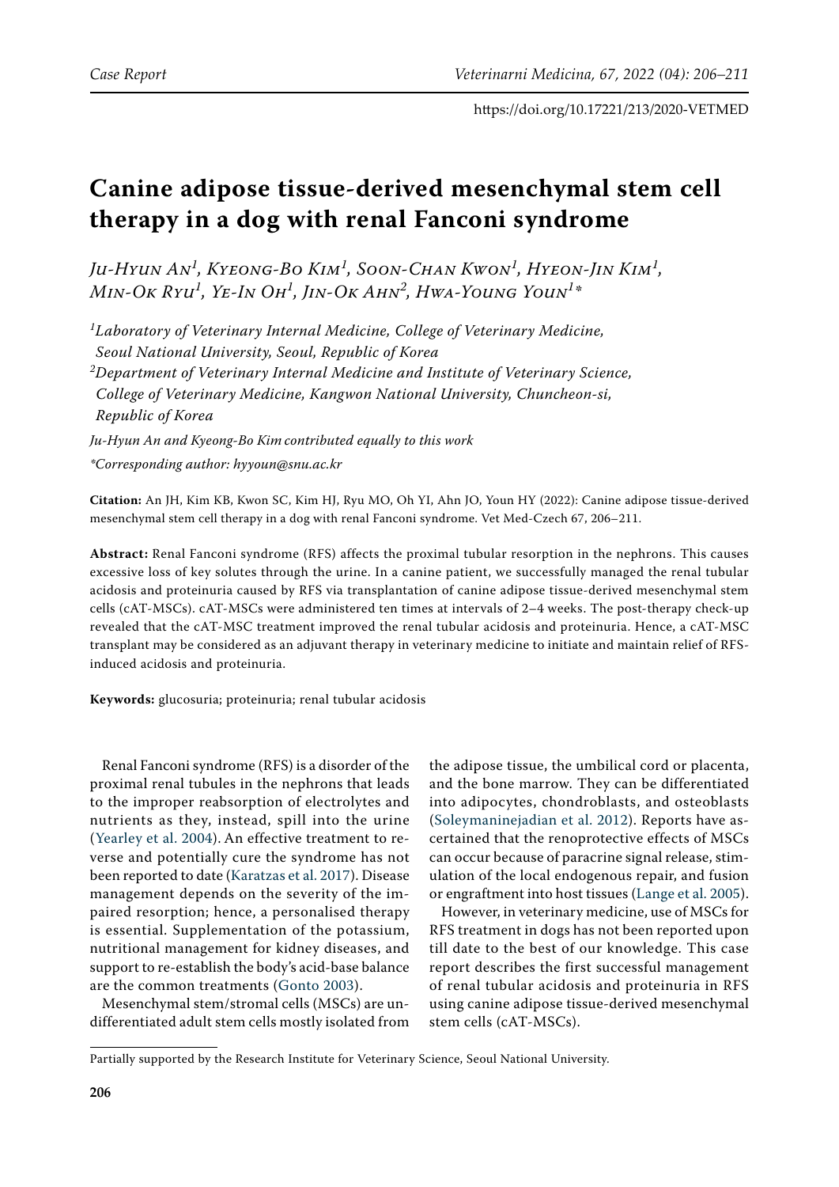Case Report

https://doi.org/10.17221/213/2020-VETMED

# Canine adipose tissue-derived mesenchymal stem cell therapy in a dog with renal Fanconi syndrome

*Ju-Hyun An[1], Kyeong-Bo Kim[1], Soon-Chan Kwon[1], Hyeon-Jin Kim[1], Min-Ok Ryu[1], Ye-In Oh[1], Jin-Ok Ahn[2], Hwa-Young Youn[1]**

*[1]Laboratory of Veterinary Internal Medicine, College of Veterinary Medicine, Seoul National University, Seoul, Republic of Korea*
*[2]Department of Veterinary Internal Medicine and Institute of Veterinary Science, College of Veterinary Medicine, Kangwon National University, Chuncheon-si, Republic of Korea*

*Ju-Hyun An and Kyeong-Bo Kim contributed equally to this work*

*\*Corresponding author: hyyoun@snu.ac.kr*

**Citation:** An JH, Kim KB, Kwon SC, Kim HJ, Ryu MO, Oh YI, Ahn JO, Youn HY (2022): Canine adipose tissue-derived mesenchymal stem cell therapy in a dog with renal Fanconi syndrome. Vet Med-Czech 67, 206–211.

**Abstract:** Renal Fanconi syndrome (RFS) affects the proximal tubular resorption in the nephrons. This causes excessive loss of key solutes through the urine. In a canine patient, we successfully managed the renal tubular acidosis and proteinuria caused by RFS via transplantation of canine adipose tissue-derived mesenchymal stem cells (cAT-MSCs). cAT-MSCs were administered ten times at intervals of 2–4 weeks. The post-therapy check-up revealed that the cAT-MSC treatment improved the renal tubular acidosis and proteinuria. Hence, a cAT-MSC transplant may be considered as an adjuvant therapy in veterinary medicine to initiate and maintain relief of RFS-induced acidosis and proteinuria.

**Keywords:** glucosuria; proteinuria; renal tubular acidosis

Renal Fanconi syndrome (RFS) is a disorder of the proximal renal tubules in the nephrons that leads to the improper reabsorption of electrolytes and nutrients as they, instead, spill into the urine (Yearley et al. 2004). An effective treatment to reverse and potentially cure the syndrome has not been reported to date (Karatzas et al. 2017). Disease management depends on the severity of the impaired resorption; hence, a personalised therapy is essential. Supplementation of the potassium, nutritional management for kidney diseases, and support to re-establish the body's acid-base balance are the common treatments (Gonto 2003).

Mesenchymal stem/stromal cells (MSCs) are undifferentiated adult stem cells mostly isolated from the adipose tissue, the umbilical cord or placenta, and the bone marrow. They can be differentiated into adipocytes, chondroblasts, and osteoblasts (Soleymaninejadian et al. 2012). Reports have ascertained that the renoprotective effects of MSCs can occur because of paracrine signal release, stimulation of the local endogenous repair, and fusion or engraftment into host tissues (Lange et al. 2005).

However, in veterinary medicine, use of MSCs for RFS treatment in dogs has not been reported upon till date to the best of our knowledge. This case report describes the first successful management of renal tubular acidosis and proteinuria in RFS using canine adipose tissue-derived mesenchymal stem cells (cAT-MSCs).

Partially supported by the Research Institute for Veterinary Science, Seoul National University.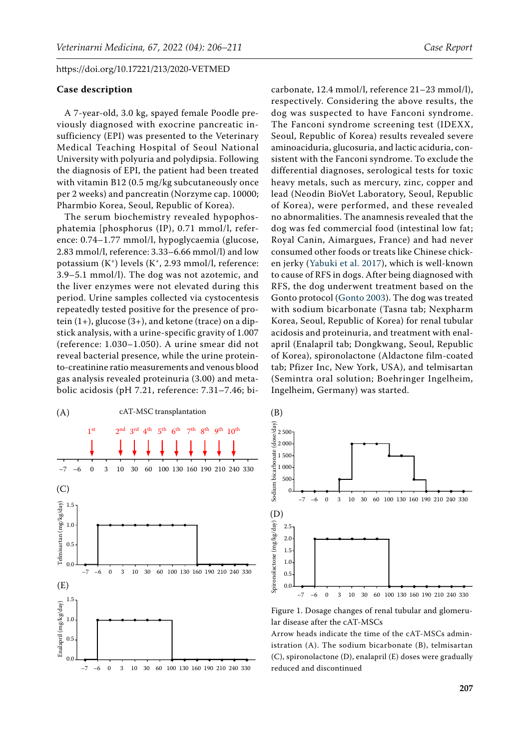## Case description

A 7-year-old, 3.0 kg, spayed female Poodle previously diagnosed with exocrine pancreatic insufficiency (EPI) was presented to the Veterinary Medical Teaching Hospital of Seoul National University with polyuria and polydipsia. Following the diagnosis of EPI, the patient had been treated with vitamin B12 (0.5 mg/kg subcutaneously once per 2 weeks) and pancreatin (Norzyme cap. 10000; Pharmbio Korea, Seoul, Republic of Korea).

The serum biochemistry revealed hypophosphatemia [phosphorus (IP), 0.71 mmol/l, reference: 0.74–1.77 mmol/l, hypoglycaemia (glucose, 2.83 mmol/l, reference: 3.33–6.66 mmol/l) and low potassium ($K^+$) levels ($K^+$, 2.93 mmol/l, reference: 3.9–5.1 mmol/l). The dog was not azotemic, and the liver enzymes were not elevated during this period. Urine samples collected via cystocentesis repeatedly tested positive for the presence of protein (1+), glucose (3+), and ketone (trace) on a dipstick analysis, with a urine-specific gravity of 1.007 (reference: 1.030–1.050). A urine smear did not reveal bacterial presence, while the urine protein-to-creatinine ratio measurements and venous blood gas analysis revealed proteinuria (3.00) and metabolic acidosis (pH 7.21, reference: 7.31–7.46; bicarbonate, 12.4 mmol/l, reference 21–23 mmol/l), respectively. Considering the above results, the dog was suspected to have Fanconi syndrome. The Fanconi syndrome screening test (IDEXX, Seoul, Republic of Korea) results revealed severe aminoaciduria, glucosuria, and lactic aciduria, consistent with the Fanconi syndrome. To exclude the differential diagnoses, serological tests for toxic heavy metals, such as mercury, zinc, copper and lead (Neodin BioVet Laboratory, Seoul, Republic of Korea), were performed, and these revealed no abnormalities. The anamnesis revealed that the dog was fed commercial food (intestinal low fat; Royal Canin, Aimargues, France) and had never consumed other foods or treats like Chinese chicken jerky (Yabuki et al. 2017), which is well-known to cause of RFS in dogs. After being diagnosed with RFS, the dog underwent treatment based on the Gonto protocol (Gonto 2003). The dog was treated with sodium bicarbonate (Tasna tab; Nexpharm Korea, Seoul, Republic of Korea) for renal tubular acidosis and proteinuria, and treatment with enalapril (Enalapril tab; Dongkwang, Seoul, Republic of Korea), spironolactone (Aldactone film-coated tab; Pfizer Inc, New York, USA), and telmisartan (Semintra oral solution; Boehringer Ingelheim, Ingelheim, Germany) was started.

Figure 1. Dosage changes of renal tubular and glomerular disease after the cAT-MSCs

Arrow heads indicate the time of the cAT-MSCs administration (A). The sodium bicarbonate (B), telmisartan (C), spironolactone (D), enalapril (E) doses were gradually reduced and discontinued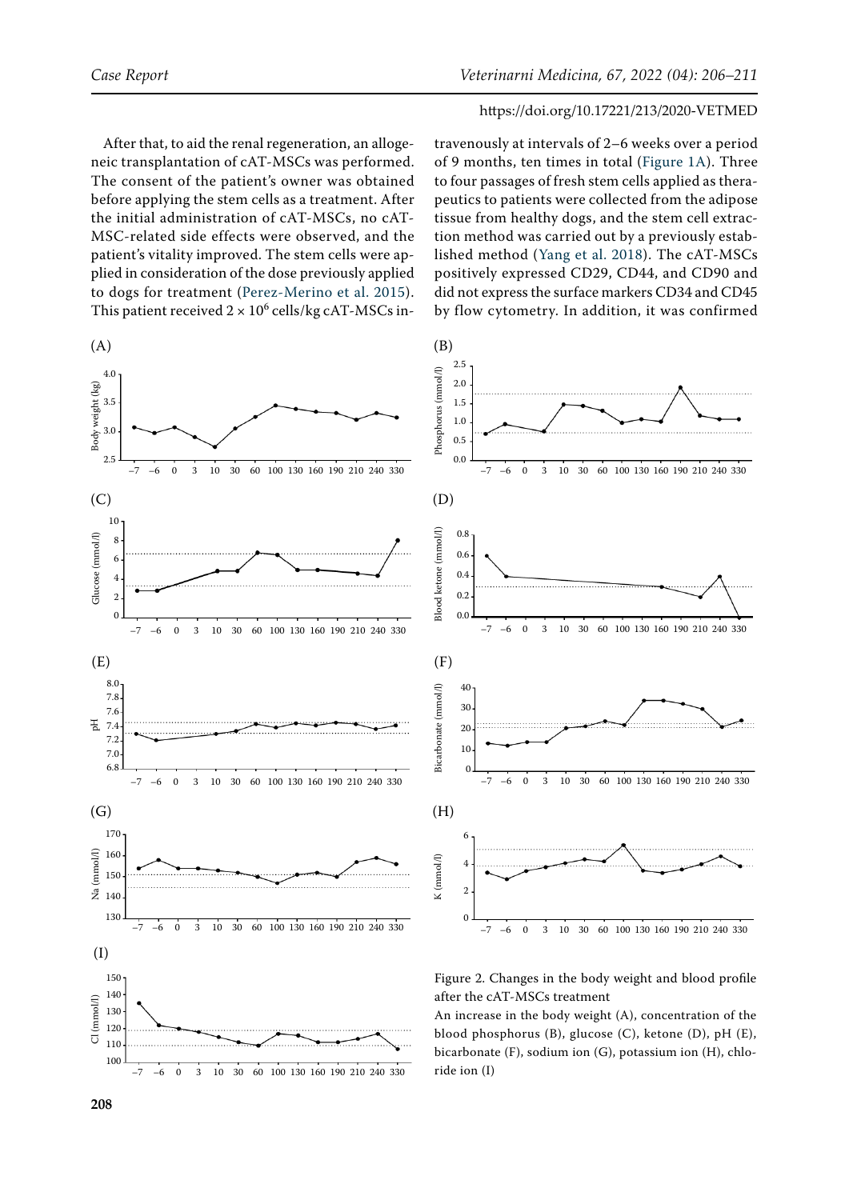After that, to aid the renal regeneration, an allogeneic transplantation of cAT-MSCs was performed. The consent of the patient's owner was obtained before applying the stem cells as a treatment. After the initial administration of cAT-MSCs, no cAT-MSC-related side effects were observed, and the patient's vitality improved. The stem cells were applied in consideration of the dose previously applied to dogs for treatment (Perez-Merino et al. 2015). This patient received $2 \times 10^6$ cells/kg cAT-MSCs intravenously at intervals of 2–6 weeks over a period of 9 months, ten times in total (Figure 1A). Three to four passages of fresh stem cells applied as therapeutics to patients were collected from the adipose tissue from healthy dogs, and the stem cell extraction method was carried out by a previously established method (Yang et al. 2018). The cAT-MSCs positively expressed CD29, CD44, and CD90 and did not express the surface markers CD34 and CD45 by flow cytometry. In addition, it was confirmed

Figure 2. Changes in the body weight and blood profile after the cAT-MSCs treatment

An increase in the body weight (A), concentration of the blood phosphorus (B), glucose (C), ketone (D), pH (E), bicarbonate (F), sodium ion (G), potassium ion (H), chloride ion (I)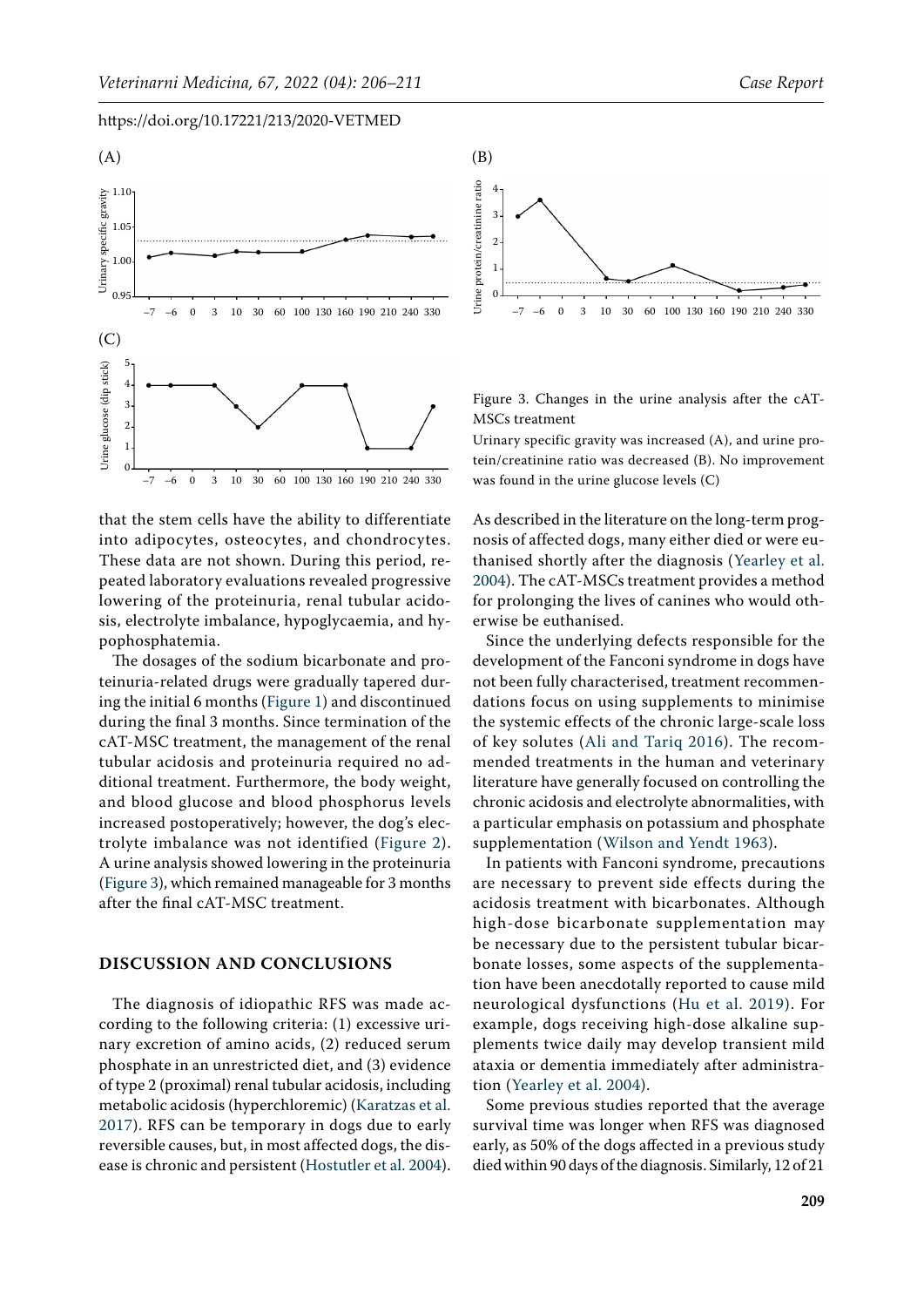Figure 3. Changes in the urine analysis after the cAT-MSCs treatment

Urinary specific gravity was increased (A), and urine protein/creatinine ratio was decreased (B). No improvement was found in the urine glucose levels (C)

that the stem cells have the ability to differentiate into adipocytes, osteocytes, and chondrocytes. These data are not shown. During this period, repeated laboratory evaluations revealed progressive lowering of the proteinuria, renal tubular acidosis, electrolyte imbalance, hypoglycaemia, and hypophosphatemia.

The dosages of the sodium bicarbonate and proteinuria-related drugs were gradually tapered during the initial 6 months (Figure 1) and discontinued during the final 3 months. Since termination of the cAT-MSC treatment, the management of the renal tubular acidosis and proteinuria required no additional treatment. Furthermore, the body weight, and blood glucose and blood phosphorus levels increased postoperatively; however, the dog's electrolyte imbalance was not identified (Figure 2). A urine analysis showed lowering in the proteinuria (Figure 3), which remained manageable for 3 months after the final cAT-MSC treatment.

## DISCUSSION AND CONCLUSIONS

The diagnosis of idiopathic RFS was made according to the following criteria: (1) excessive urinary excretion of amino acids, (2) reduced serum phosphate in an unrestricted diet, and (3) evidence of type 2 (proximal) renal tubular acidosis, including metabolic acidosis (hyperchloremic) (Karatzas et al. 2017). RFS can be temporary in dogs due to early reversible causes, but, in most affected dogs, the disease is chronic and persistent (Hostutler et al. 2004).

As described in the literature on the long-term prognosis of affected dogs, many either died or were euthanised shortly after the diagnosis (Yearley et al. 2004). The cAT-MSCs treatment provides a method for prolonging the lives of canines who would otherwise be euthanised.

Since the underlying defects responsible for the development of the Fanconi syndrome in dogs have not been fully characterised, treatment recommendations focus on using supplements to minimise the systemic effects of the chronic large-scale loss of key solutes (Ali and Tariq 2016). The recommended treatments in the human and veterinary literature have generally focused on controlling the chronic acidosis and electrolyte abnormalities, with a particular emphasis on potassium and phosphate supplementation (Wilson and Yendt 1963).

In patients with Fanconi syndrome, precautions are necessary to prevent side effects during the acidosis treatment with bicarbonates. Although high-dose bicarbonate supplementation may be necessary due to the persistent tubular bicarbonate losses, some aspects of the supplementation have been anecdotally reported to cause mild neurological dysfunctions (Hu et al. 2019). For example, dogs receiving high-dose alkaline supplements twice daily may develop transient mild ataxia or dementia immediately after administration (Yearley et al. 2004).

Some previous studies reported that the average survival time was longer when RFS was diagnosed early, as 50% of the dogs affected in a previous study died within 90 days of the diagnosis. Similarly, 12 of 21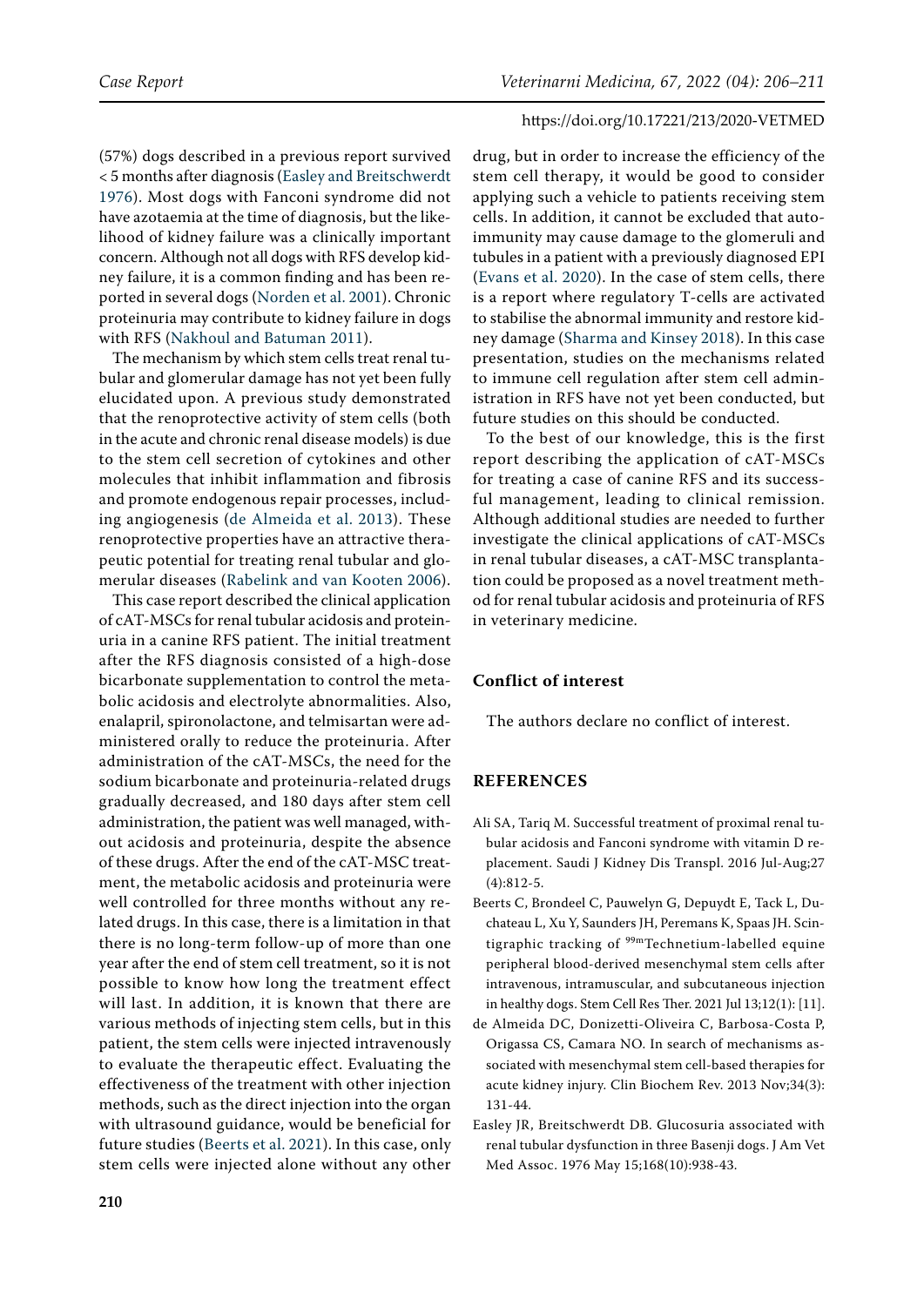(57%) dogs described in a previous report survived < 5 months after diagnosis (Easley and Breitschwerdt 1976). Most dogs with Fanconi syndrome did not have azotaemia at the time of diagnosis, but the likelihood of kidney failure was a clinically important concern. Although not all dogs with RFS develop kidney failure, it is a common finding and has been reported in several dogs (Norden et al. 2001). Chronic proteinuria may contribute to kidney failure in dogs with RFS (Nakhoul and Batuman 2011).

The mechanism by which stem cells treat renal tubular and glomerular damage has not yet been fully elucidated upon. A previous study demonstrated that the renoprotective activity of stem cells (both in the acute and chronic renal disease models) is due to the stem cell secretion of cytokines and other molecules that inhibit inflammation and fibrosis and promote endogenous repair processes, including angiogenesis (de Almeida et al. 2013). These renoprotective properties have an attractive therapeutic potential for treating renal tubular and glomerular diseases (Rabelink and van Kooten 2006).

This case report described the clinical application of cAT-MSCs for renal tubular acidosis and proteinuria in a canine RFS patient. The initial treatment after the RFS diagnosis consisted of a high-dose bicarbonate supplementation to control the metabolic acidosis and electrolyte abnormalities. Also, enalapril, spironolactone, and telmisartan were administered orally to reduce the proteinuria. After administration of the cAT-MSCs, the need for the sodium bicarbonate and proteinuria-related drugs gradually decreased, and 180 days after stem cell administration, the patient was well managed, without acidosis and proteinuria, despite the absence of these drugs. After the end of the cAT-MSC treatment, the metabolic acidosis and proteinuria were well controlled for three months without any related drugs. In this case, there is a limitation in that there is no long-term follow-up of more than one year after the end of stem cell treatment, so it is not possible to know how long the treatment effect will last. In addition, it is known that there are various methods of injecting stem cells, but in this patient, the stem cells were injected intravenously to evaluate the therapeutic effect. Evaluating the effectiveness of the treatment with other injection methods, such as the direct injection into the organ with ultrasound guidance, would be beneficial for future studies (Beerts et al. 2021). In this case, only stem cells were injected alone without any other drug, but in order to increase the efficiency of the stem cell therapy, it would be good to consider applying such a vehicle to patients receiving stem cells. In addition, it cannot be excluded that autoimmunity may cause damage to the glomeruli and tubules in a patient with a previously diagnosed EPI (Evans et al. 2020). In the case of stem cells, there is a report where regulatory T-cells are activated to stabilise the abnormal immunity and restore kidney damage (Sharma and Kinsey 2018). In this case presentation, studies on the mechanisms related to immune cell regulation after stem cell administration in RFS have not yet been conducted, but future studies on this should be conducted.

To the best of our knowledge, this is the first report describing the application of cAT-MSCs for treating a case of canine RFS and its successful management, leading to clinical remission. Although additional studies are needed to further investigate the clinical applications of cAT-MSCs in renal tubular diseases, a cAT-MSC transplantation could be proposed as a novel treatment method for renal tubular acidosis and proteinuria of RFS in veterinary medicine.

## Conflict of interest

The authors declare no conflict of interest.

## REFERENCES

Ali SA, Tariq M. Successful treatment of proximal renal tubular acidosis and Fanconi syndrome with vitamin D replacement. Saudi J Kidney Dis Transpl. 2016 Jul-Aug;27 (4):812-5.

Beerts C, Brondeel C, Pauwelyn G, Depuydt E, Tack L, Duchateau L, Xu Y, Saunders JH, Peremans K, Spaas JH. Scintigraphic tracking of $^{99m}$Technetium-labelled equine peripheral blood-derived mesenchymal stem cells after intravenous, intramuscular, and subcutaneous injection in healthy dogs. Stem Cell Res Ther. 2021 Jul 13;12(1): [11].

de Almeida DC, Donizetti-Oliveira C, Barbosa-Costa P, Origassa CS, Camara NO. In search of mechanisms associated with mesenchymal stem cell-based therapies for acute kidney injury. Clin Biochem Rev. 2013 Nov;34(3): 131-44.

Easley JR, Breitschwerdt DB. Glucosuria associated with renal tubular dysfunction in three Basenji dogs. J Am Vet Med Assoc. 1976 May 15;168(10):938-43.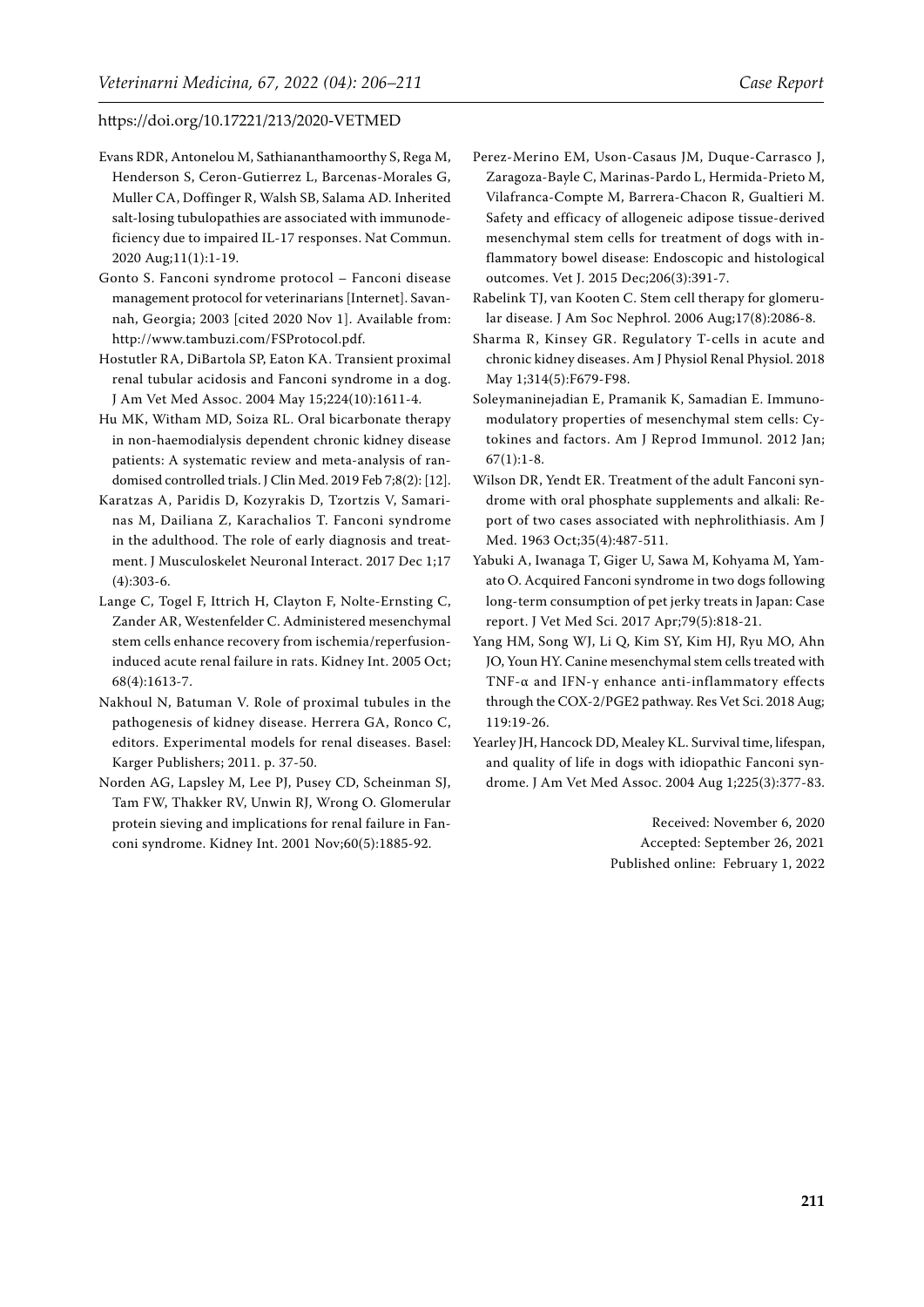Evans RDR, Antonelou M, Sathiananthamoorthy S, Rega M, Henderson S, Ceron-Gutierrez L, Barcenas-Morales G, Muller CA, Doffinger R, Walsh SB, Salama AD. Inherited salt-losing tubulopathies are associated with immunodeficiency due to impaired IL-17 responses. Nat Commun. 2020 Aug;11(1):1-19.

Gonto S. Fanconi syndrome protocol – Fanconi disease management protocol for veterinarians [Internet]. Savannah, Georgia; 2003 [cited 2020 Nov 1]. Available from: http://www.tambuzi.com/FSProtocol.pdf.

Hostutler RA, DiBartola SP, Eaton KA. Transient proximal renal tubular acidosis and Fanconi syndrome in a dog. J Am Vet Med Assoc. 2004 May 15;224(10):1611-4.

Hu MK, Witham MD, Soiza RL. Oral bicarbonate therapy in non-haemodialysis dependent chronic kidney disease patients: A systematic review and meta-analysis of randomised controlled trials. J Clin Med. 2019 Feb 7;8(2): [12].

Karatzas A, Paridis D, Kozyrakis D, Tzortzis V, Samarinas M, Dailiana Z, Karachalios T. Fanconi syndrome in the adulthood. The role of early diagnosis and treatment. J Musculoskelet Neuronal Interact. 2017 Dec 1;17 (4):303-6.

Lange C, Togel F, Ittrich H, Clayton F, Nolte-Ernsting C, Zander AR, Westenfelder C. Administered mesenchymal stem cells enhance recovery from ischemia/reperfusion-induced acute renal failure in rats. Kidney Int. 2005 Oct; 68(4):1613-7.

Nakhoul N, Batuman V. Role of proximal tubules in the pathogenesis of kidney disease. Herrera GA, Ronco C, editors. Experimental models for renal diseases. Basel: Karger Publishers; 2011. p. 37-50.

Norden AG, Lapsley M, Lee PJ, Pusey CD, Scheinman SJ, Tam FW, Thakker RV, Unwin RJ, Wrong O. Glomerular protein sieving and implications for renal failure in Fanconi syndrome. Kidney Int. 2001 Nov;60(5):1885-92.

Perez-Merino EM, Uson-Casaus JM, Duque-Carrasco J, Zaragoza-Bayle C, Marinas-Pardo L, Hermida-Prieto M, Vilafranca-Compte M, Barrera-Chacon R, Gualtieri M. Safety and efficacy of allogeneic adipose tissue-derived mesenchymal stem cells for treatment of dogs with inflammatory bowel disease: Endoscopic and histological outcomes. Vet J. 2015 Dec;206(3):391-7.

Rabelink TJ, van Kooten C. Stem cell therapy for glomerular disease. J Am Soc Nephrol. 2006 Aug;17(8):2086-8.

Sharma R, Kinsey GR. Regulatory T-cells in acute and chronic kidney diseases. Am J Physiol Renal Physiol. 2018 May 1;314(5):F679-F98.

Soleymaninejadian E, Pramanik K, Samadian E. Immunomodulatory properties of mesenchymal stem cells: Cytokines and factors. Am J Reprod Immunol. 2012 Jan; 67(1):1-8.

Wilson DR, Yendt ER. Treatment of the adult Fanconi syndrome with oral phosphate supplements and alkali: Report of two cases associated with nephrolithiasis. Am J Med. 1963 Oct;35(4):487-511.

Yabuki A, Iwanaga T, Giger U, Sawa M, Kohyama M, Yamato O. Acquired Fanconi syndrome in two dogs following long-term consumption of pet jerky treats in Japan: Case report. J Vet Med Sci. 2017 Apr;79(5):818-21.

Yang HM, Song WJ, Li Q, Kim SY, Kim HJ, Ryu MO, Ahn JO, Youn HY. Canine mesenchymal stem cells treated with TNF-α and IFN-γ enhance anti-inflammatory effects through the COX-2/PGE2 pathway. Res Vet Sci. 2018 Aug; 119:19-26.

Yearley JH, Hancock DD, Mealey KL. Survival time, lifespan, and quality of life in dogs with idiopathic Fanconi syndrome. J Am Vet Med Assoc. 2004 Aug 1;225(3):377-83.

Received: November 6, 2020
Accepted: September 26, 2021
Published online: February 1, 2022